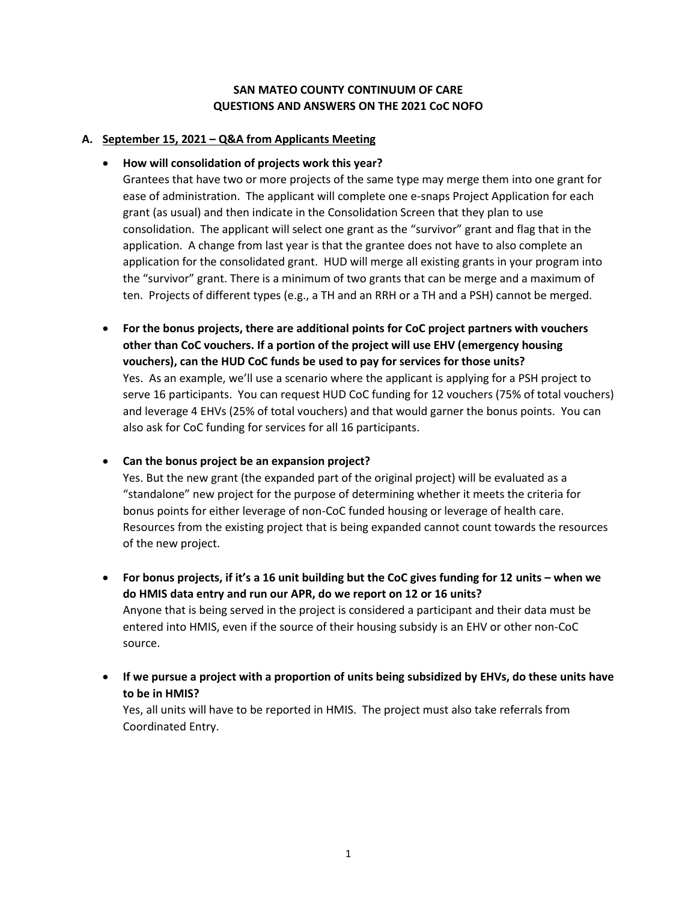# SAN MATEO COUNTY CONTINUUM OF CARE
# QUESTIONS AND ANSWERS ON THE 2021 CoC NOFO

## A. September 15, 2021 – Q&A from Applicants Meeting

- **How will consolidation of projects work this year?**
  Grantees that have two or more projects of the same type may merge them into one grant for ease of administration. The applicant will complete one e-snaps Project Application for each grant (as usual) and then indicate in the Consolidation Screen that they plan to use consolidation. The applicant will select one grant as the "survivor" grant and flag that in the application. A change from last year is that the grantee does not have to also complete an application for the consolidated grant. HUD will merge all existing grants in your program into the "survivor" grant. There is a minimum of two grants that can be merge and a maximum of ten. Projects of different types (e.g., a TH and an RRH or a TH and a PSH) cannot be merged.

- **For the bonus projects, there are additional points for CoC project partners with vouchers other than CoC vouchers. If a portion of the project will use EHV (emergency housing vouchers), can the HUD CoC funds be used to pay for services for those units?**
  Yes. As an example, we'll use a scenario where the applicant is applying for a PSH project to serve 16 participants. You can request HUD CoC funding for 12 vouchers (75% of total vouchers) and leverage 4 EHVs (25% of total vouchers) and that would garner the bonus points. You can also ask for CoC funding for services for all 16 participants.

- **Can the bonus project be an expansion project?**
  Yes. But the new grant (the expanded part of the original project) will be evaluated as a "standalone" new project for the purpose of determining whether it meets the criteria for bonus points for either leverage of non-CoC funded housing or leverage of health care. Resources from the existing project that is being expanded cannot count towards the resources of the new project.

- **For bonus projects, if it's a 16 unit building but the CoC gives funding for 12 units – when we do HMIS data entry and run our APR, do we report on 12 or 16 units?**
  Anyone that is being served in the project is considered a participant and their data must be entered into HMIS, even if the source of their housing subsidy is an EHV or other non-CoC source.

- **If we pursue a project with a proportion of units being subsidized by EHVs, do these units have to be in HMIS?**
  Yes, all units will have to be reported in HMIS. The project must also take referrals from Coordinated Entry.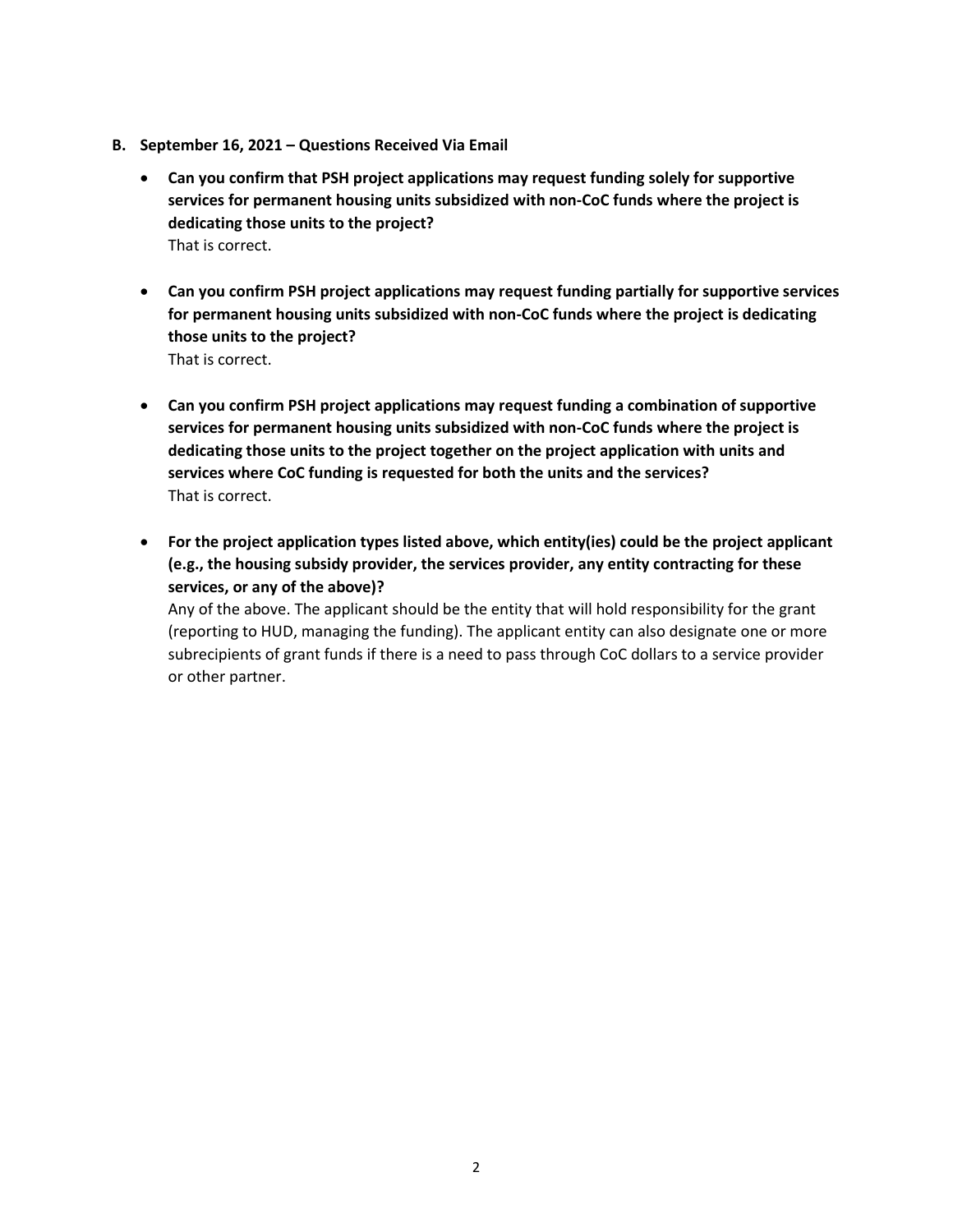## B. September 16, 2021 – Questions Received Via Email

- **Can you confirm that PSH project applications may request funding solely for supportive services for permanent housing units subsidized with non-CoC funds where the project is dedicating those units to the project?**
  That is correct.

- **Can you confirm PSH project applications may request funding partially for supportive services for permanent housing units subsidized with non-CoC funds where the project is dedicating those units to the project?**
  That is correct.

- **Can you confirm PSH project applications may request funding a combination of supportive services for permanent housing units subsidized with non-CoC funds where the project is dedicating those units to the project together on the project application with units and services where CoC funding is requested for both the units and the services?**
  That is correct.

- **For the project application types listed above, which entity(ies) could be the project applicant (e.g., the housing subsidy provider, the services provider, any entity contracting for these services, or any of the above)?**
  Any of the above. The applicant should be the entity that will hold responsibility for the grant (reporting to HUD, managing the funding). The applicant entity can also designate one or more subrecipients of grant funds if there is a need to pass through CoC dollars to a service provider or other partner.